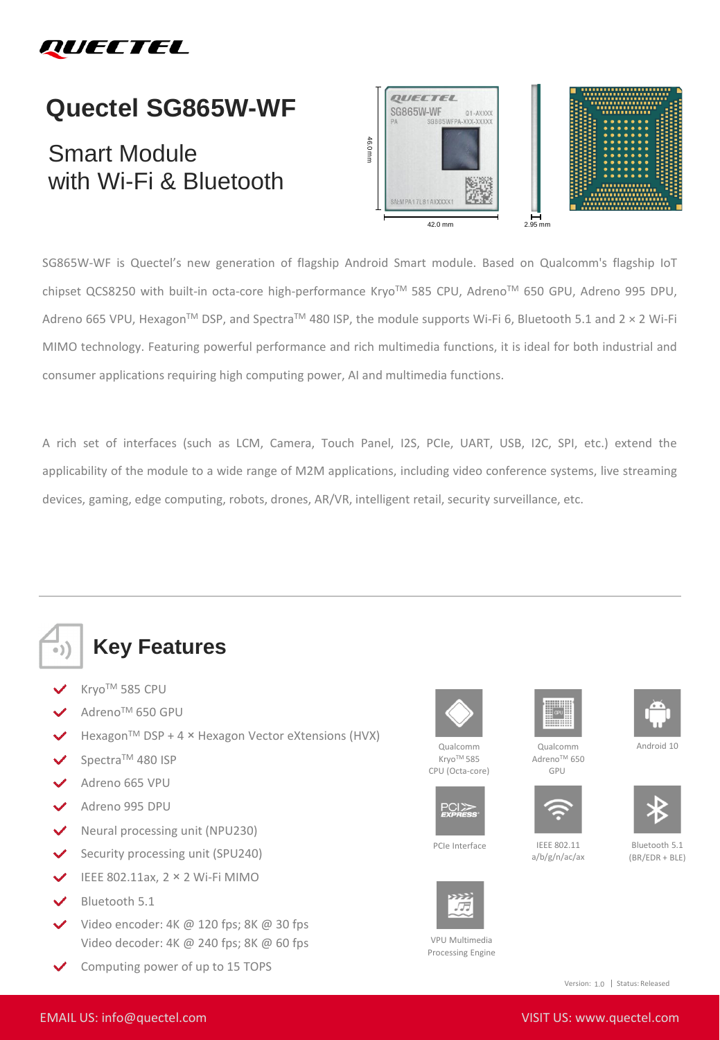# Quectel SG865W-WF

## Smart Module with Wi-Fi & Bluetooth

46.0 mm

42.0 mm

2.95 mm

SG865W-WF is Quectel's new generation of flagship Android Smart module. Based on Qualcomm's flagship IoT chipset QCS8250 with built-in octa-core high-performance Kryo™ 585 CPU, Adreno™ 650 GPU, Adreno 995 DPU, Adreno 665 VPU, Hexagon™ DSP, and Spectra™ 480 ISP, the module supports Wi-Fi 6, Bluetooth 5.1 and 2 × 2 Wi-Fi MIMO technology. Featuring powerful performance and rich multimedia functions, it is ideal for both industrial and consumer applications requiring high computing power, AI and multimedia functions.

A rich set of interfaces (such as LCM, Camera, Touch Panel, I2S, PCIe, UART, USB, I2C, SPI, etc.) extend the applicability of the module to a wide range of M2M applications, including video conference systems, live streaming devices, gaming, edge computing, robots, drones, AR/VR, intelligent retail, security surveillance, etc.

## Key Features

- Kryo™ 585 CPU
- Adreno™ 650 GPU
- Hexagon™ DSP + 4 × Hexagon Vector eXtensions (HVX)
- Spectra™ 480 ISP
- Adreno 665 VPU
- Adreno 995 DPU
- Neural processing unit (NPU230)
- Security processing unit (SPU240)
- IEEE 802.11ax, 2 × 2 Wi-Fi MIMO
- Bluetooth 5.1
- Video encoder: 4K @ 120 fps; 8K @ 30 fps
  Video decoder: 4K @ 240 fps; 8K @ 60 fps
- Computing power of up to 15 TOPS

Qualcomm Kryo™ 585 CPU (Octa-core)

Qualcomm Adreno™ 650 GPU

Android 10

PCIe Interface

IEEE 802.11 a/b/g/n/ac/ax

Bluetooth 5.1 (BR/EDR + BLE)

VPU Multimedia Processing Engine

Version: 1.0 | Status: Released

EMAIL US: info@quectel.com

VISIT US: www.quectel.com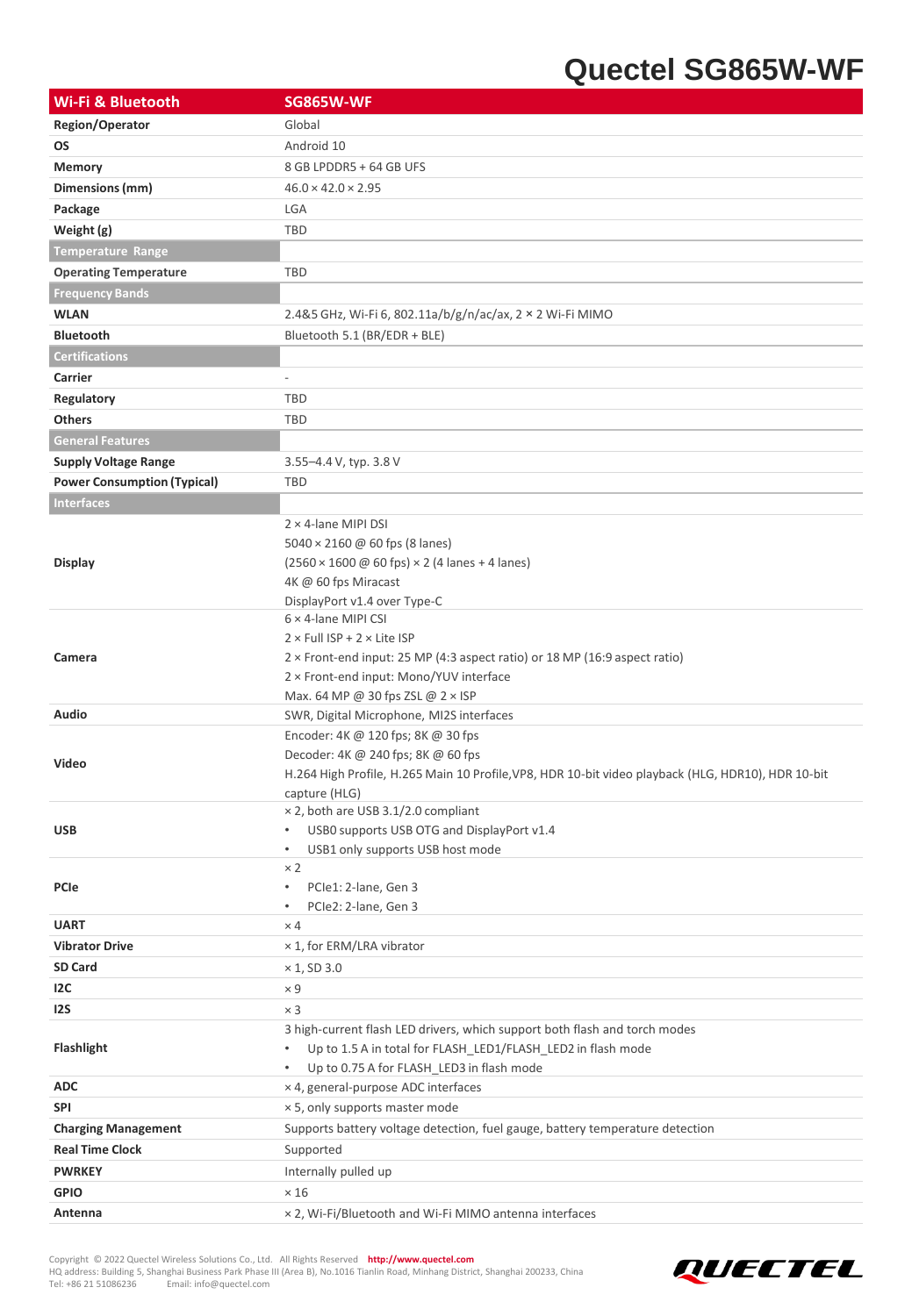# Quectel SG865W-WF

| Wi-Fi & Bluetooth | SG865W-WF |
|---|---|
| **Region/Operator** | Global |
| **OS** | Android 10 |
| **Memory** | 8 GB LPDDR5 + 64 GB UFS |
| **Dimensions (mm)** | 46.0 × 42.0 × 2.95 |
| **Package** | LGA |
| **Weight (g)** | TBD |
| **Temperature Range** | |
| **Operating Temperature** | TBD |
| **Frequency Bands** | |
| **WLAN** | 2.4&5 GHz, Wi-Fi 6, 802.11a/b/g/n/ac/ax, 2 × 2 Wi-Fi MIMO |
| **Bluetooth** | Bluetooth 5.1 (BR/EDR + BLE) |
| **Certifications** | |
| **Carrier** | - |
| **Regulatory** | TBD |
| **Others** | TBD |
| **General Features** | |
| **Supply Voltage Range** | 3.55–4.4 V, typ. 3.8 V |
| **Power Consumption (Typical)** | TBD |
| **Interfaces** | |
| **Display** | 2 × 4-lane MIPI DSI<br>5040 × 2160 @ 60 fps (8 lanes)<br>(2560 × 1600 @ 60 fps) × 2 (4 lanes + 4 lanes)<br>4K @ 60 fps Miracast<br>DisplayPort v1.4 over Type-C |
| **Camera** | 6 × 4-lane MIPI CSI<br>2 × Full ISP + 2 × Lite ISP<br>2 × Front-end input: 25 MP (4:3 aspect ratio) or 18 MP (16:9 aspect ratio)<br>2 × Front-end input: Mono/YUV interface<br>Max. 64 MP @ 30 fps ZSL @ 2 × ISP |
| **Audio** | SWR, Digital Microphone, MI2S interfaces |
| **Video** | Encoder: 4K @ 120 fps; 8K @ 30 fps<br>Decoder: 4K @ 240 fps; 8K @ 60 fps<br>H.264 High Profile, H.265 Main 10 Profile,VP8, HDR 10-bit video playback (HLG, HDR10), HDR 10-bit capture (HLG) |
| **USB** | × 2, both are USB 3.1/2.0 compliant<br>• USB0 supports USB OTG and DisplayPort v1.4<br>• USB1 only supports USB host mode |
| **PCIe** | × 2<br>• PCIe1: 2-lane, Gen 3<br>• PCIe2: 2-lane, Gen 3 |
| **UART** | × 4 |
| **Vibrator Drive** | × 1, for ERM/LRA vibrator |
| **SD Card** | × 1, SD 3.0 |
| **I2C** | × 9 |
| **I2S** | × 3 |
| **Flashlight** | 3 high-current flash LED drivers, which support both flash and torch modes<br>• Up to 1.5 A in total for FLASH_LED1/FLASH_LED2 in flash mode<br>• Up to 0.75 A for FLASH_LED3 in flash mode |
| **ADC** | × 4, general-purpose ADC interfaces |
| **SPI** | × 5, only supports master mode |
| **Charging Management** | Supports battery voltage detection, fuel gauge, battery temperature detection |
| **Real Time Clock** | Supported |
| **PWRKEY** | Internally pulled up |
| **GPIO** | × 16 |
| **Antenna** | × 2, Wi-Fi/Bluetooth and Wi-Fi MIMO antenna interfaces |

Copyright © 2022 Quectel Wireless Solutions Co., Ltd. All Rights Reserved http://www.quectel.com
HQ address: Building 5, Shanghai Business Park Phase III (Area B), No.1016 Tianlin Road, Minhang District, Shanghai 200233, China
Tel: +86 21 51086236 Email: info@quectel.com